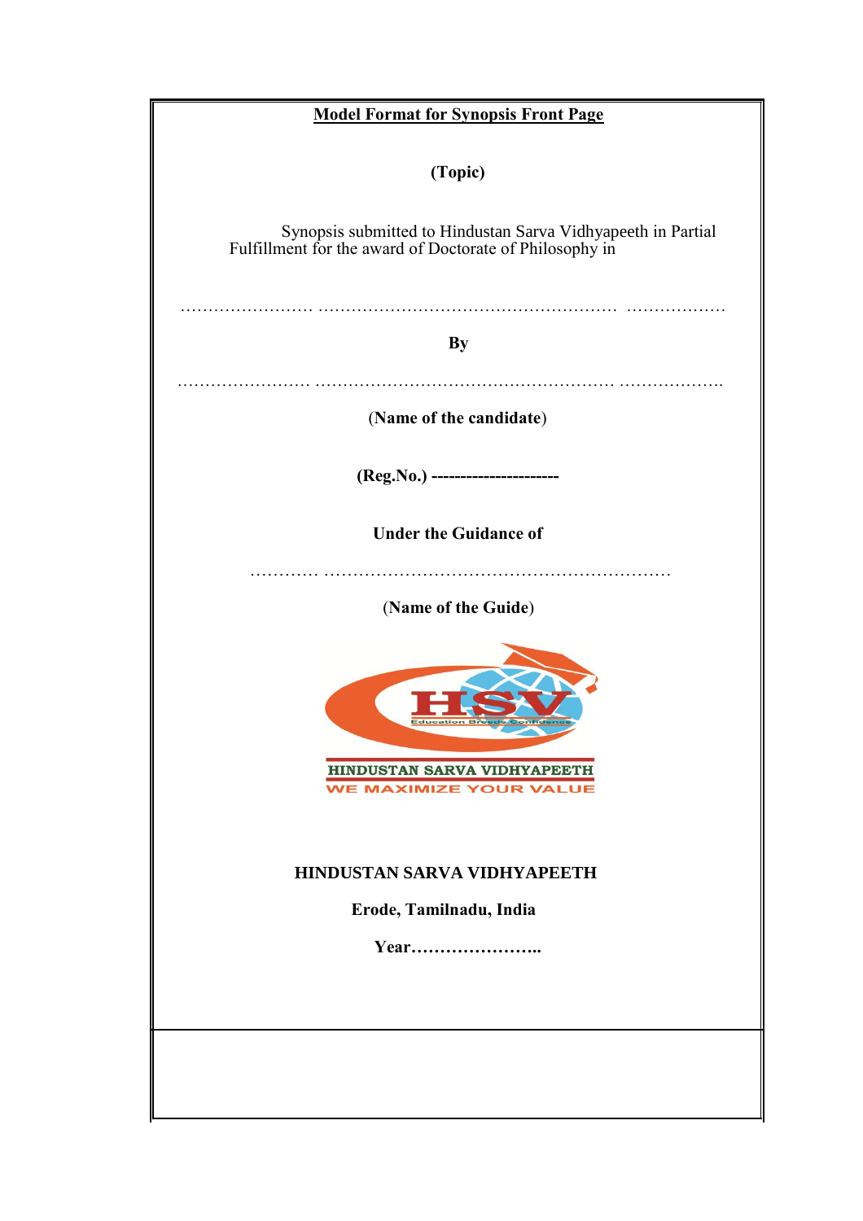**Model Format for Synopsis Front Page**

**(Topic)**

Synopsis submitted to Hindustan Sarva Vidhyapeeth in Partial Fulfillment for the award of Doctorate of Philosophy in

…………………… ……………………………………………… ………………

**By**

…………………… ……………………………………………… ……………….

(**Name of the candidate**)

**(Reg.No.) ----------------------**

**Under the Guidance of**

………… ……………………………………………………

(**Name of the Guide**)

HINDUSTAN SARVA VIDHYAPEETH

WE MAXIMIZE YOUR VALUE

**HINDUSTAN SARVA VIDHYAPEETH**

**Erode, Tamilnadu, India**

**Year…………………..**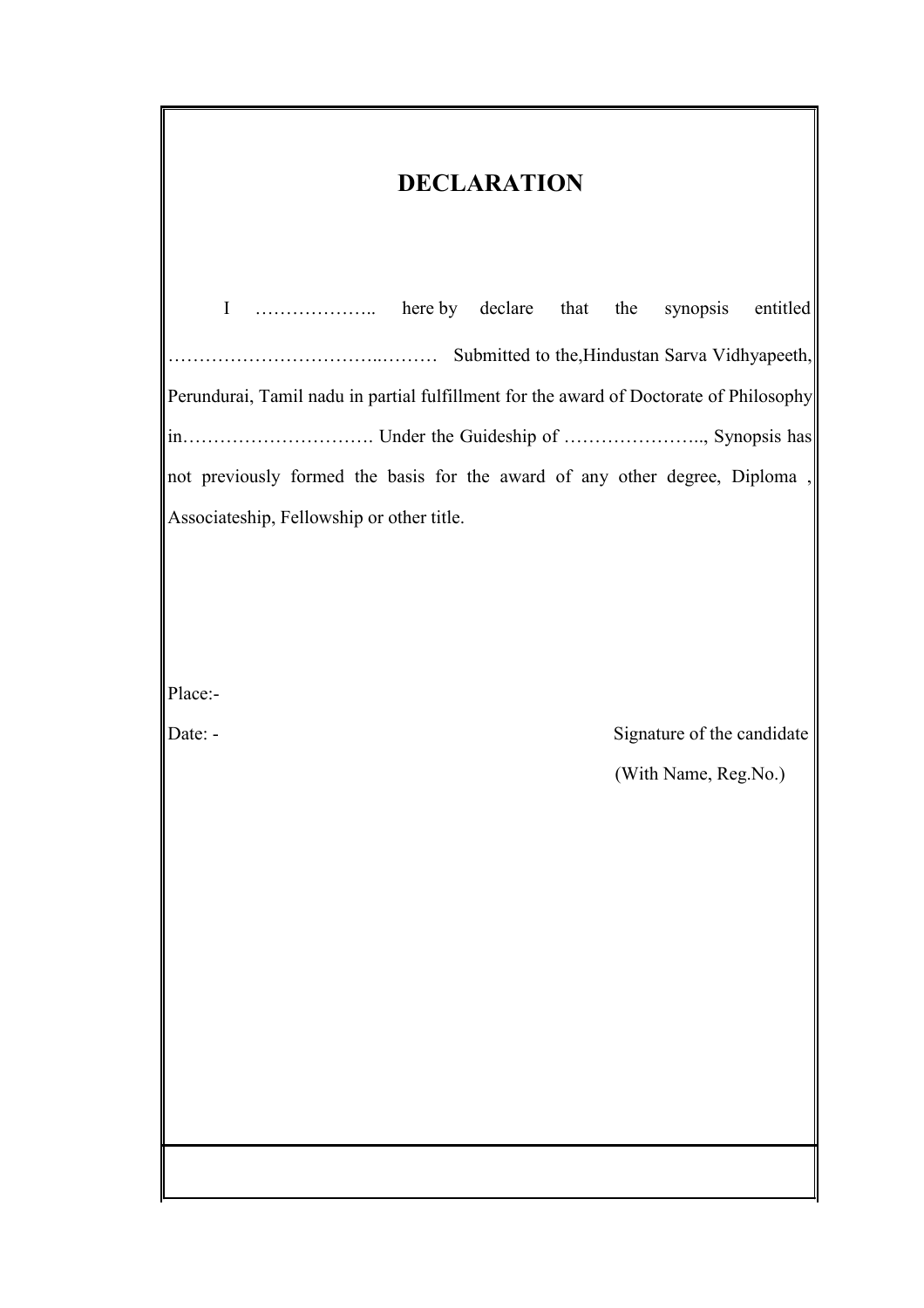# DECLARATION

I ……………….. here by declare that the synopsis entitled …………………………..……… Submitted to the,Hindustan Sarva Vidhyapeeth, Perundurai, Tamil nadu in partial fulfillment for the award of Doctorate of Philosophy in…………………………. Under the Guideship of ………………….., Synopsis has not previously formed the basis for the award of any other degree, Diploma , Associateship, Fellowship or other title.

Place:-

Date: -

Signature of the candidate

(With Name, Reg.No.)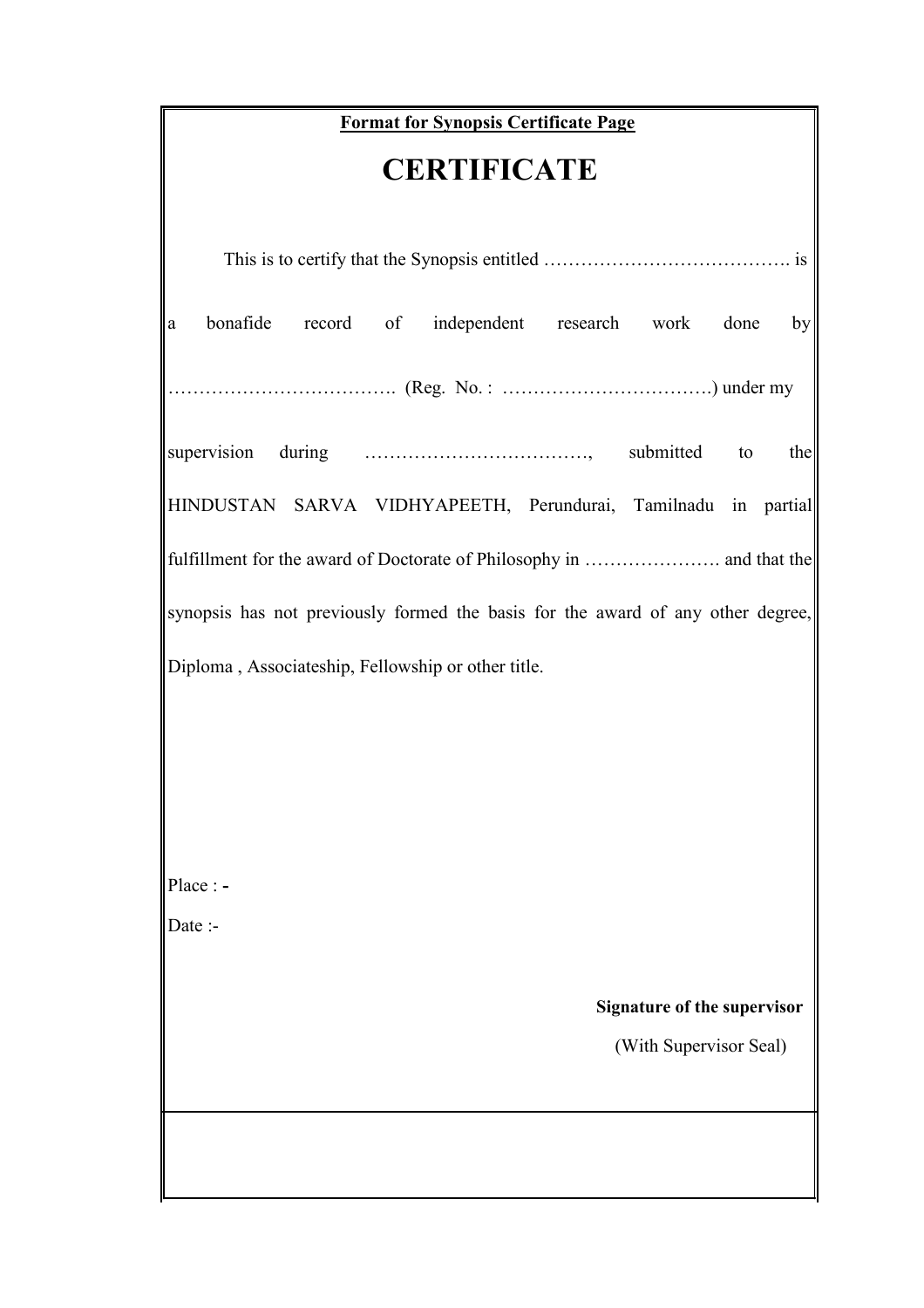**<u>Format for Synopsis Certificate Page</u>**

# CERTIFICATE

This is to certify that the Synopsis entitled …………………………………. is a bonafide record of independent research work done by ………………………………. (Reg. No. : …………………………….) under my supervision during ………………………………, submitted to the HINDUSTAN SARVA VIDHYAPEETH, Perundurai, Tamilnadu in partial fulfillment for the award of Doctorate of Philosophy in …………………. and that the synopsis has not previously formed the basis for the award of any other degree, Diploma , Associateship, Fellowship or other title.

Place : -

Date :-

**Signature of the supervisor**

(With Supervisor Seal)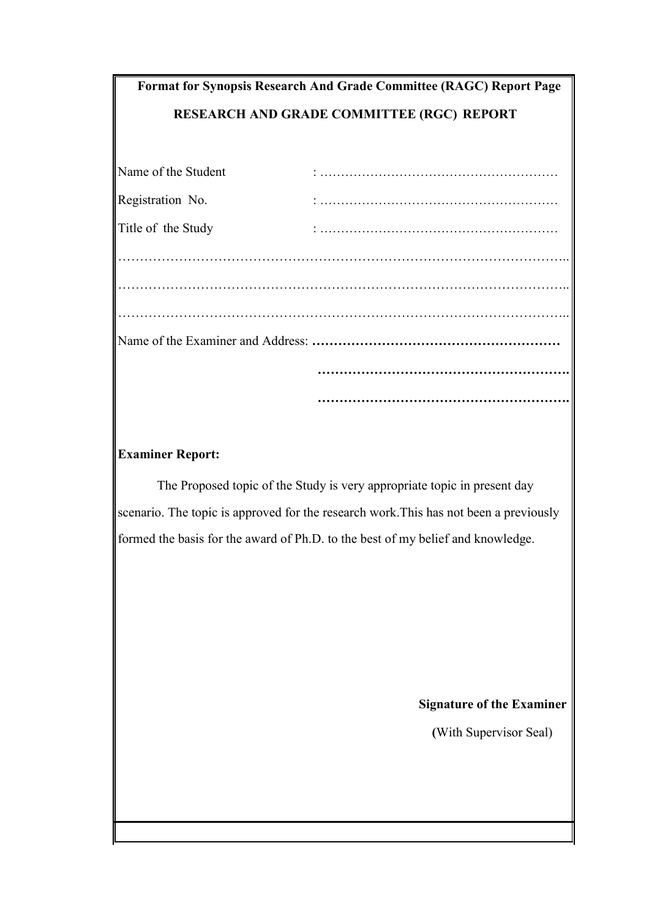**Format for Synopsis Research And Grade Committee (RAGC) Report Page**

**RESEARCH AND GRADE COMMITTEE (RGC) REPORT**

Name of the Student : …………………………………………………

Registration No. : …………………………………………………

Title of the Study : …………………………………………………

…………………………………………………………………………………………..

…………………………………………………………………………………………..

…………………………………………………………………………………………..

Name of the Examiner and Address: **…………………………………………………**

**………………………………………………….**

**………………………………………………….**

**Examiner Report:**

The Proposed topic of the Study is very appropriate topic in present day scenario. The topic is approved for the research work.This has not been a previously formed the basis for the award of Ph.D. to the best of my belief and knowledge.

**Signature of the Examiner**

**(**With Supervisor Seal)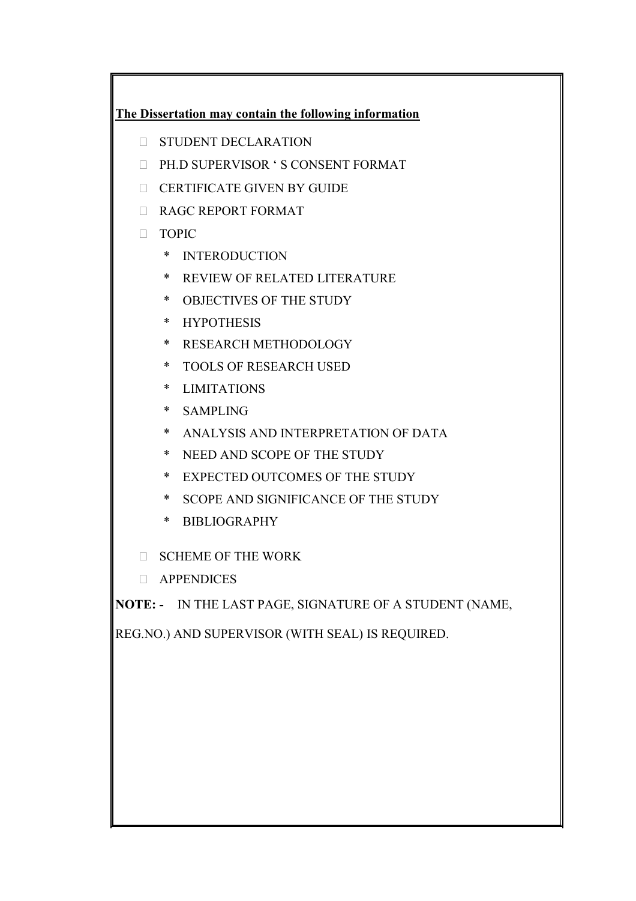**The Dissertation may contain the following information**

- STUDENT DECLARATION
- PH.D SUPERVISOR ' S CONSENT FORMAT
- CERTIFICATE GIVEN BY GUIDE
- RAGC REPORT FORMAT
- TOPIC
  - INTERODUCTION
  - REVIEW OF RELATED LITERATURE
  - OBJECTIVES OF THE STUDY
  - HYPOTHESIS
  - RESEARCH METHODOLOGY
  - TOOLS OF RESEARCH USED
  - LIMITATIONS
  - SAMPLING
  - ANALYSIS AND INTERPRETATION OF DATA
  - NEED AND SCOPE OF THE STUDY
  - EXPECTED OUTCOMES OF THE STUDY
  - SCOPE AND SIGNIFICANCE OF THE STUDY
  - BIBLIOGRAPHY
- SCHEME OF THE WORK
- APPENDICES

**NOTE: -** IN THE LAST PAGE, SIGNATURE OF A STUDENT (NAME, REG.NO.) AND SUPERVISOR (WITH SEAL) IS REQUIRED.